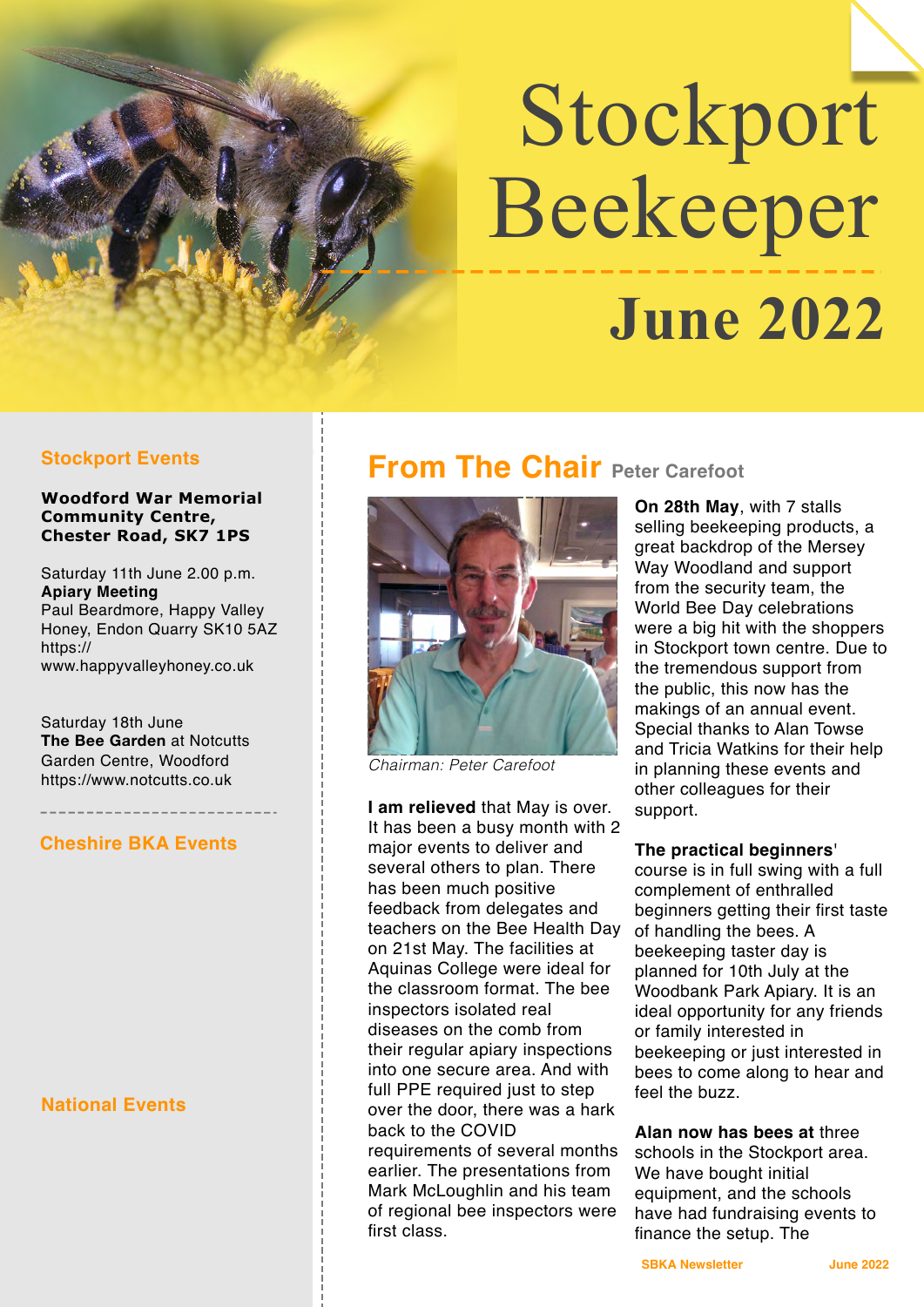# Stockport Beekeeper

## June 2022

### Stockport Events

**Woodford War Memorial Community Centre, Chester Road, SK7 1PS**

Saturday 11th June 2.00 p.m.
**Apiary Meeting**
Paul Beardmore, Happy Valley Honey, Endon Quarry SK10 5AZ
https://www.happyvalleyhoney.co.uk

Saturday 18th June
**The Bee Garden** at Notcutts Garden Centre, Woodford
https://www.notcutts.co.uk

### Cheshire BKA Events

### National Events

## From The Chair Peter Carefoot

*Chairman: Peter Carefoot*

**I am relieved** that May is over. It has been a busy month with 2 major events to deliver and several others to plan. There has been much positive feedback from delegates and teachers on the Bee Health Day on 21st May. The facilities at Aquinas College were ideal for the classroom format. The bee inspectors isolated real diseases on the comb from their regular apiary inspections into one secure area. And with full PPE required just to step over the door, there was a hark back to the COVID requirements of several months earlier. The presentations from Mark McLoughlin and his team of regional bee inspectors were first class.

**On 28th May**, with 7 stalls selling beekeeping products, a great backdrop of the Mersey Way Woodland and support from the security team, the World Bee Day celebrations were a big hit with the shoppers in Stockport town centre. Due to the tremendous support from the public, this now has the makings of an annual event. Special thanks to Alan Towse and Tricia Watkins for their help in planning these events and other colleagues for their support.

**The practical beginners**' course is in full swing with a full complement of enthralled beginners getting their first taste of handling the bees. A beekeeping taster day is planned for 10th July at the Woodbank Park Apiary. It is an ideal opportunity for any friends or family interested in beekeeping or just interested in bees to come along to hear and feel the buzz.

**Alan now has bees at** three schools in the Stockport area. We have bought initial equipment, and the schools have had fundraising events to finance the setup. The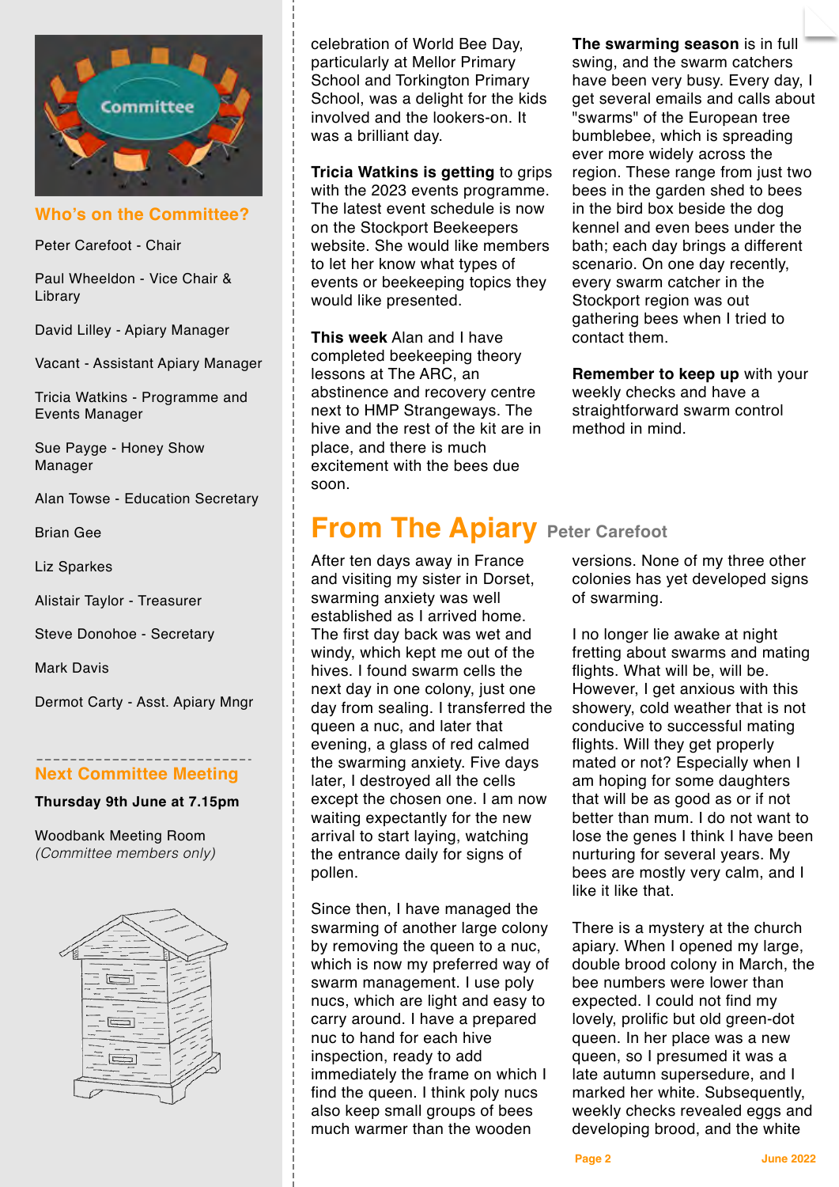## Who's on the Committee?

Peter Carefoot - Chair

Paul Wheeldon - Vice Chair & Library

David Lilley - Apiary Manager

Vacant - Assistant Apiary Manager

Tricia Watkins - Programme and Events Manager

Sue Payge - Honey Show Manager

Alan Towse - Education Secretary

Brian Gee

Liz Sparkes

Alistair Taylor - Treasurer

Steve Donohoe - Secretary

Mark Davis

Dermot Carty - Asst. Apiary Mngr

## Next Committee Meeting

**Thursday 9th June at 7.15pm**

Woodbank Meeting Room
*(Committee members only)*

celebration of World Bee Day, particularly at Mellor Primary School and Torkington Primary School, was a delight for the kids involved and the lookers-on. It was a brilliant day.

**Tricia Watkins is getting** to grips with the 2023 events programme. The latest event schedule is now on the Stockport Beekeepers website. She would like members to let her know what types of events or beekeeping topics they would like presented.

**This week** Alan and I have completed beekeeping theory lessons at The ARC, an abstinence and recovery centre next to HMP Strangeways. The hive and the rest of the kit are in place, and there is much excitement with the bees due soon.

**The swarming season** is in full swing, and the swarm catchers have been very busy. Every day, I get several emails and calls about "swarms" of the European tree bumblebee, which is spreading ever more widely across the region. These range from just two bees in the garden shed to bees in the bird box beside the dog kennel and even bees under the bath; each day brings a different scenario. On one day recently, every swarm catcher in the Stockport region was out gathering bees when I tried to contact them.

**Remember to keep up** with your weekly checks and have a straightforward swarm control method in mind.

# From The Apiary

Peter Carefoot

After ten days away in France and visiting my sister in Dorset, swarming anxiety was well established as I arrived home. The first day back was wet and windy, which kept me out of the hives. I found swarm cells the next day in one colony, just one day from sealing. I transferred the queen a nuc, and later that evening, a glass of red calmed the swarming anxiety. Five days later, I destroyed all the cells except the chosen one. I am now waiting expectantly for the new arrival to start laying, watching the entrance daily for signs of pollen.

Since then, I have managed the swarming of another large colony by removing the queen to a nuc, which is now my preferred way of swarm management. I use poly nucs, which are light and easy to carry around. I have a prepared nuc to hand for each hive inspection, ready to add immediately the frame on which I find the queen. I think poly nucs also keep small groups of bees much warmer than the wooden versions. None of my three other colonies has yet developed signs of swarming.

I no longer lie awake at night fretting about swarms and mating flights. What will be, will be. However, I get anxious with this showery, cold weather that is not conducive to successful mating flights. Will they get properly mated or not? Especially when I am hoping for some daughters that will be as good as or if not better than mum. I do not want to lose the genes I think I have been nurturing for several years. My bees are mostly very calm, and I like it like that.

There is a mystery at the church apiary. When I opened my large, double brood colony in March, the bee numbers were lower than expected. I could not find my lovely, prolific but old green-dot queen. In her place was a new queen, so I presumed it was a late autumn supersedure, and I marked her white. Subsequently, weekly checks revealed eggs and developing brood, and the white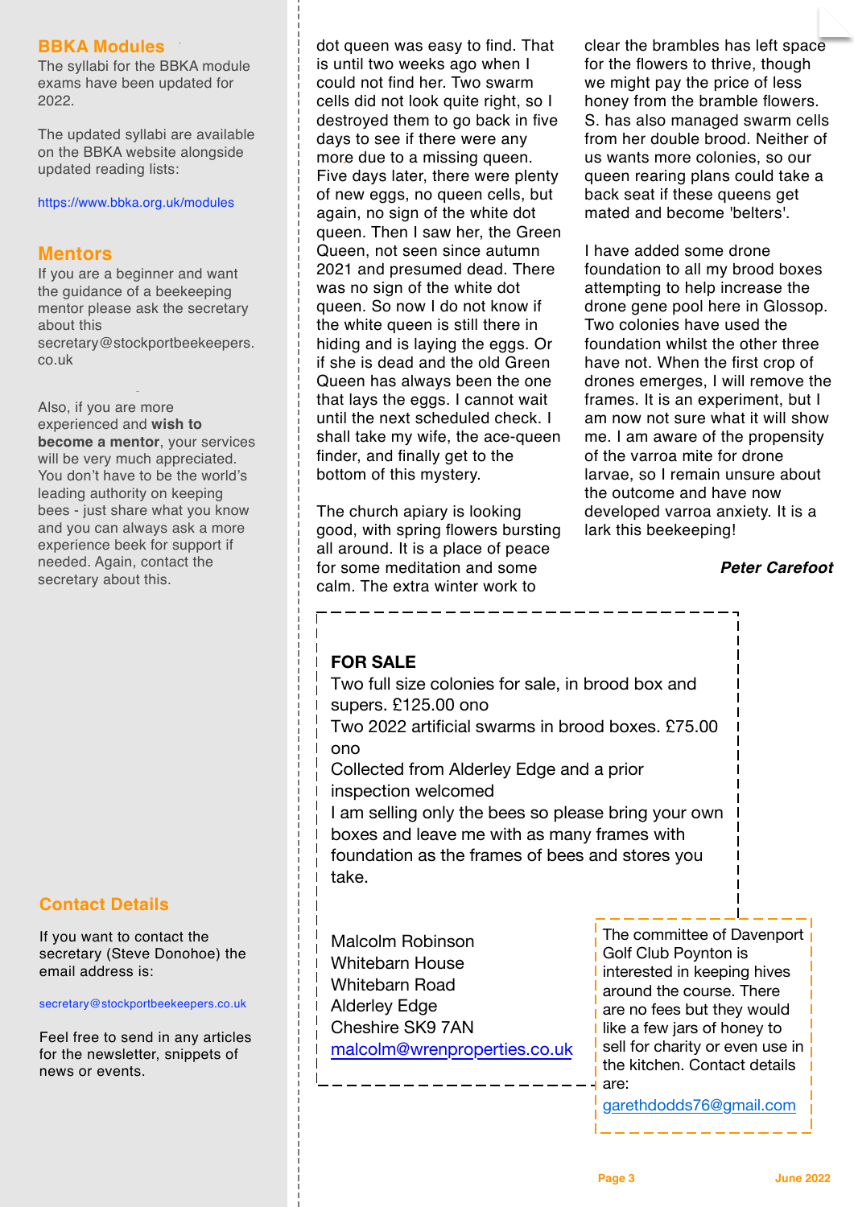## BBKA Modules

The syllabi for the BBKA module exams have been updated for 2022.

The updated syllabi are available on the BBKA website alongside updated reading lists:

https://www.bbka.org.uk/modules

## Mentors

If you are a beginner and want the guidance of a beekeeping mentor please ask the secretary about this secretary@stockportbeekeepers.co.uk

Also, if you are more experienced and **wish to become a mentor**, your services will be very much appreciated. You don't have to be the world's leading authority on keeping bees - just share what you know and you can always ask a more experience beek for support if needed. Again, contact the secretary about this.

## Contact Details

If you want to contact the secretary (Steve Donohoe) the email address is:

secretary@stockportbeekeepers.co.uk

Feel free to send in any articles for the newsletter, snippets of news or events.

dot queen was easy to find. That is until two weeks ago when I could not find her. Two swarm cells did not look quite right, so I destroyed them to go back in five days to see if there were any more due to a missing queen. Five days later, there were plenty of new eggs, no queen cells, but again, no sign of the white dot queen. Then I saw her, the Green Queen, not seen since autumn 2021 and presumed dead. There was no sign of the white dot queen. So now I do not know if the white queen is still there in hiding and is laying the eggs. Or if she is dead and the old Green Queen has always been the one that lays the eggs. I cannot wait until the next scheduled check. I shall take my wife, the ace-queen finder, and finally get to the bottom of this mystery.

The church apiary is looking good, with spring flowers bursting all around. It is a place of peace for some meditation and some calm. The extra winter work to clear the brambles has left space for the flowers to thrive, though we might pay the price of less honey from the bramble flowers. S. has also managed swarm cells from her double brood. Neither of us wants more colonies, so our queen rearing plans could take a back seat if these queens get mated and become 'belters'.

I have added some drone foundation to all my brood boxes attempting to help increase the drone gene pool here in Glossop. Two colonies have used the foundation whilst the other three have not. When the first crop of drones emerges, I will remove the frames. It is an experiment, but I am now not sure what it will show me. I am aware of the propensity of the varroa mite for drone larvae, so I remain unsure about the outcome and have now developed varroa anxiety. It is a lark this beekeeping!

***Peter Carefoot***

**FOR SALE**

Two full size colonies for sale, in brood box and supers. £125.00 ono

Two 2022 artificial swarms in brood boxes. £75.00 ono

Collected from Alderley Edge and a prior inspection welcomed

I am selling only the bees so please bring your own boxes and leave me with as many frames with foundation as the frames of bees and stores you take.

Malcolm Robinson
Whitebarn House
Whitebarn Road
Alderley Edge
Cheshire SK9 7AN
malcolm@wrenproperties.co.uk

The committee of Davenport Golf Club Poynton is interested in keeping hives around the course. There are no fees but they would like a few jars of honey to sell for charity or even use in the kitchen. Contact details are:

garethdodds76@gmail.com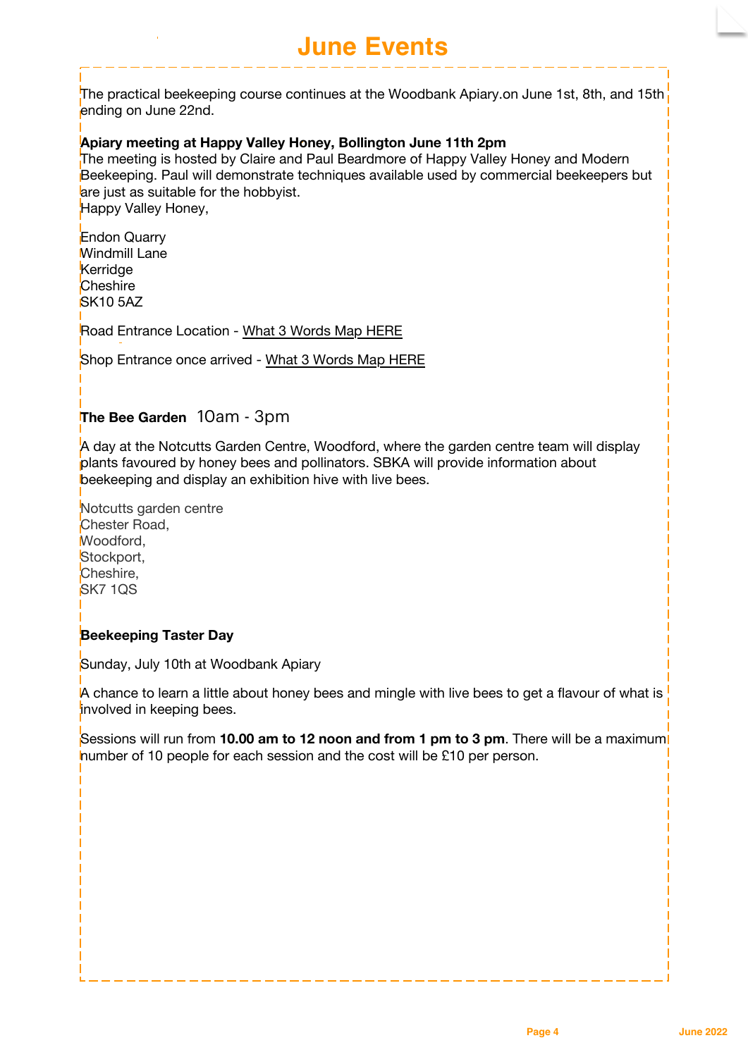# June Events

The practical beekeeping course continues at the Woodbank Apiary.on June 1st, 8th, and 15th ending on June 22nd.

**Apiary meeting at Happy Valley Honey, Bollington June 11th 2pm**
The meeting is hosted by Claire and Paul Beardmore of Happy Valley Honey and Modern Beekeeping. Paul will demonstrate techniques available used by commercial beekeepers but are just as suitable for the hobbyist.
Happy Valley Honey,

Endon Quarry
Windmill Lane
Kerridge
Cheshire
SK10 5AZ

Road Entrance Location - What 3 Words Map HERE

Shop Entrance once arrived - What 3 Words Map HERE

**The Bee Garden** 10am - 3pm

A day at the Notcutts Garden Centre, Woodford, where the garden centre team will display plants favoured by honey bees and pollinators. SBKA will provide information about beekeeping and display an exhibition hive with live bees.

Notcutts garden centre
Chester Road,
Woodford,
Stockport,
Cheshire,
SK7 1QS

**Beekeeping Taster Day**

Sunday, July 10th at Woodbank Apiary

A chance to learn a little about honey bees and mingle with live bees to get a flavour of what is involved in keeping bees.

Sessions will run from **10.00 am to 12 noon and from 1 pm to 3 pm**. There will be a maximum number of 10 people for each session and the cost will be £10 per person.